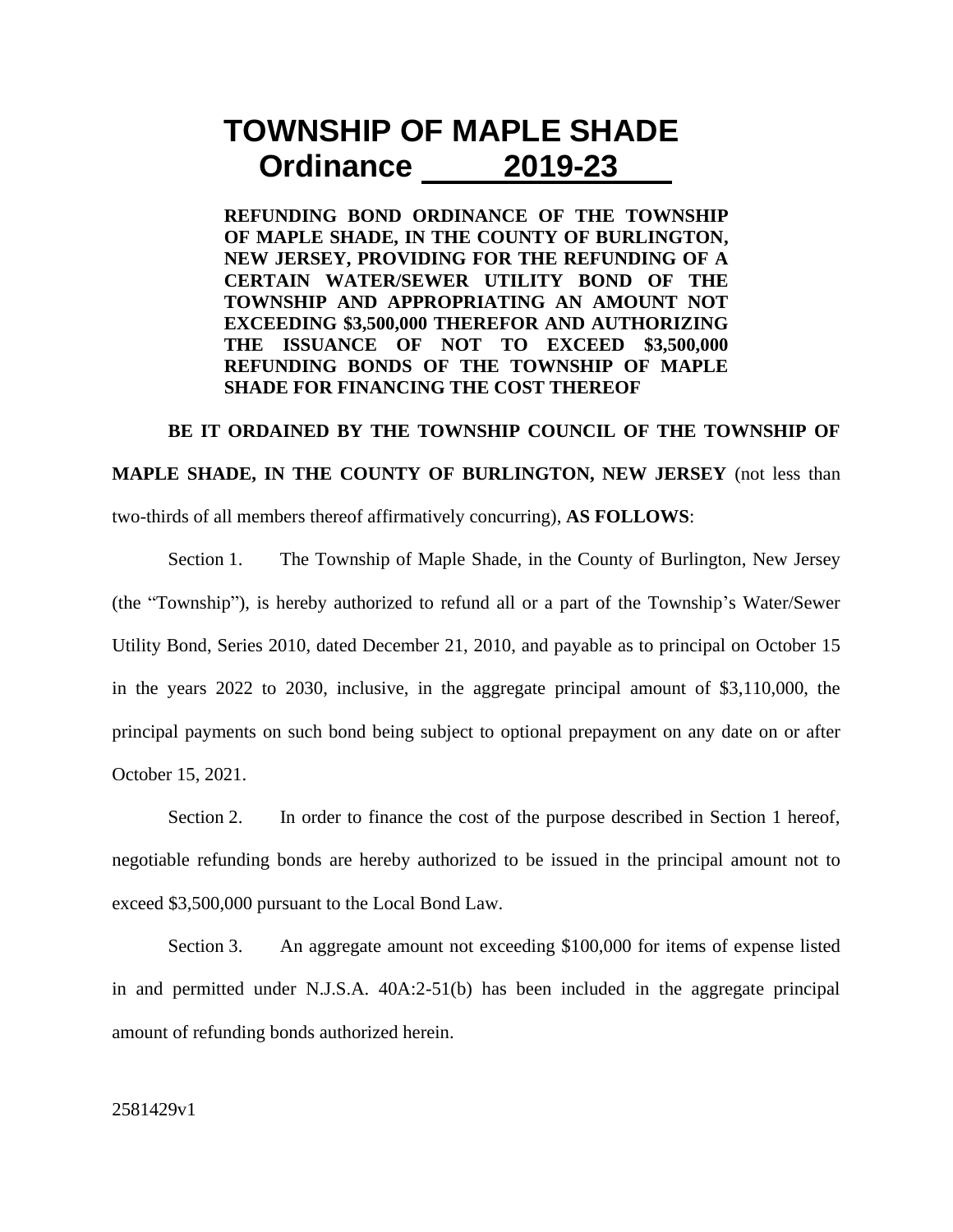# TOWNSHIP OF MAPLE SHADE
# Ordinance 2019-23

**REFUNDING BOND ORDINANCE OF THE TOWNSHIP OF MAPLE SHADE, IN THE COUNTY OF BURLINGTON, NEW JERSEY, PROVIDING FOR THE REFUNDING OF A CERTAIN WATER/SEWER UTILITY BOND OF THE TOWNSHIP AND APPROPRIATING AN AMOUNT NOT EXCEEDING $3,500,000 THEREFOR AND AUTHORIZING THE ISSUANCE OF NOT TO EXCEED $3,500,000 REFUNDING BONDS OF THE TOWNSHIP OF MAPLE SHADE FOR FINANCING THE COST THEREOF**

**BE IT ORDAINED BY THE TOWNSHIP COUNCIL OF THE TOWNSHIP OF MAPLE SHADE, IN THE COUNTY OF BURLINGTON, NEW JERSEY** (not less than two-thirds of all members thereof affirmatively concurring), **AS FOLLOWS**:

Section 1. The Township of Maple Shade, in the County of Burlington, New Jersey (the "Township"), is hereby authorized to refund all or a part of the Township's Water/Sewer Utility Bond, Series 2010, dated December 21, 2010, and payable as to principal on October 15 in the years 2022 to 2030, inclusive, in the aggregate principal amount of $3,110,000, the principal payments on such bond being subject to optional prepayment on any date on or after October 15, 2021.

Section 2. In order to finance the cost of the purpose described in Section 1 hereof, negotiable refunding bonds are hereby authorized to be issued in the principal amount not to exceed $3,500,000 pursuant to the Local Bond Law.

Section 3. An aggregate amount not exceeding $100,000 for items of expense listed in and permitted under N.J.S.A. 40A:2-51(b) has been included in the aggregate principal amount of refunding bonds authorized herein.

2581429v1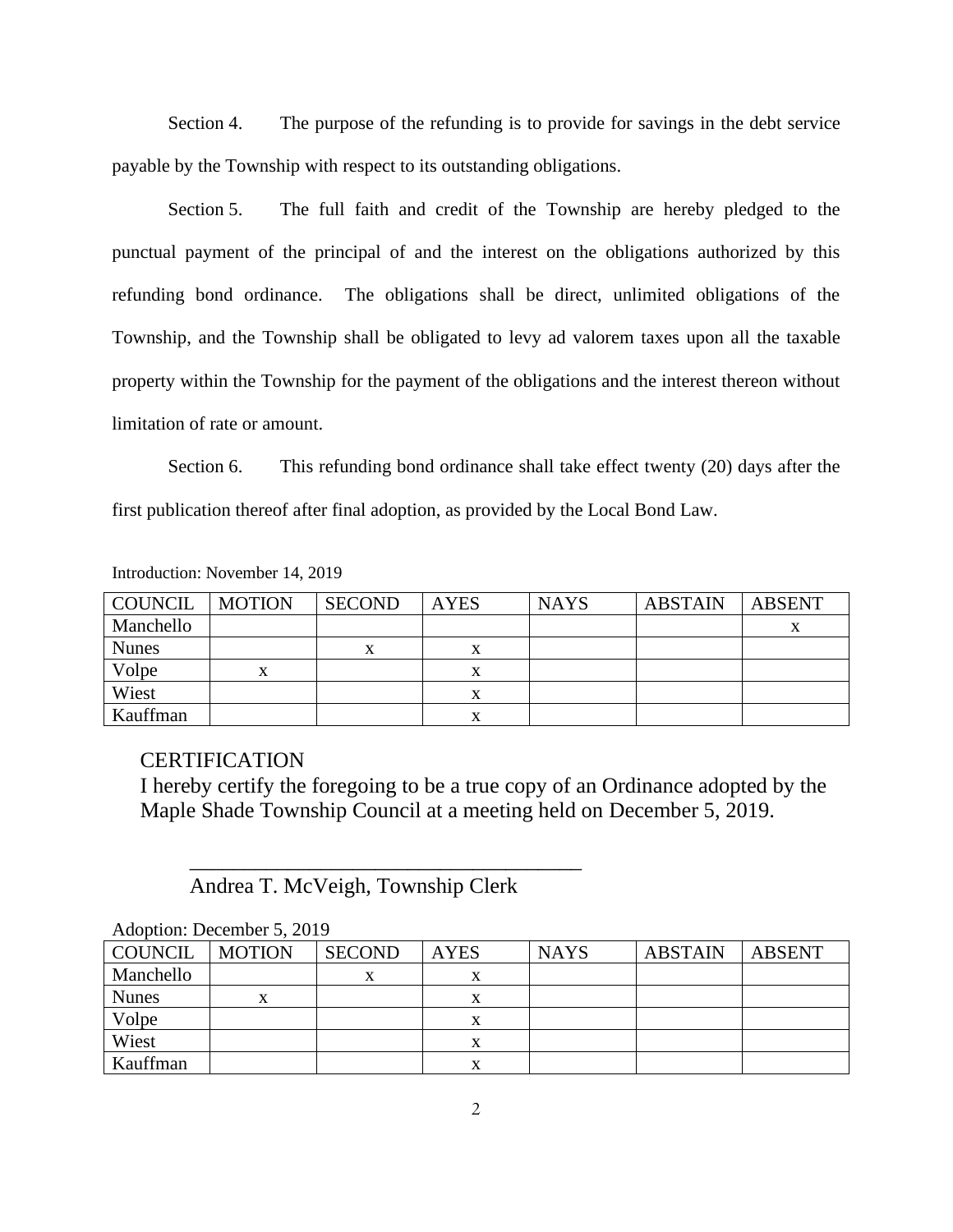Section 4. The purpose of the refunding is to provide for savings in the debt service payable by the Township with respect to its outstanding obligations.

Section 5. The full faith and credit of the Township are hereby pledged to the punctual payment of the principal of and the interest on the obligations authorized by this refunding bond ordinance. The obligations shall be direct, unlimited obligations of the Township, and the Township shall be obligated to levy ad valorem taxes upon all the taxable property within the Township for the payment of the obligations and the interest thereon without limitation of rate or amount.

Section 6. This refunding bond ordinance shall take effect twenty (20) days after the first publication thereof after final adoption, as provided by the Local Bond Law.

Introduction: November 14, 2019

| COUNCIL | MOTION | SECOND | AYES | NAYS | ABSTAIN | ABSENT |
|---|---|---|---|---|---|---|
| Manchello | | | | | | x |
| Nunes | | x | x | | | |
| Volpe | x | | x | | | |
| Wiest | | | x | | | |
| Kauffman | | | x | | | |

CERTIFICATION
I hereby certify the foregoing to be a true copy of an Ordinance adopted by the Maple Shade Township Council at a meeting held on December 5, 2019.

_____________________________________
Andrea T. McVeigh, Township Clerk

Adoption: December 5, 2019

| COUNCIL | MOTION | SECOND | AYES | NAYS | ABSTAIN | ABSENT |
|---|---|---|---|---|---|---|
| Manchello | | x | x | | | |
| Nunes | x | | x | | | |
| Volpe | | | x | | | |
| Wiest | | | x | | | |
| Kauffman | | | x | | | |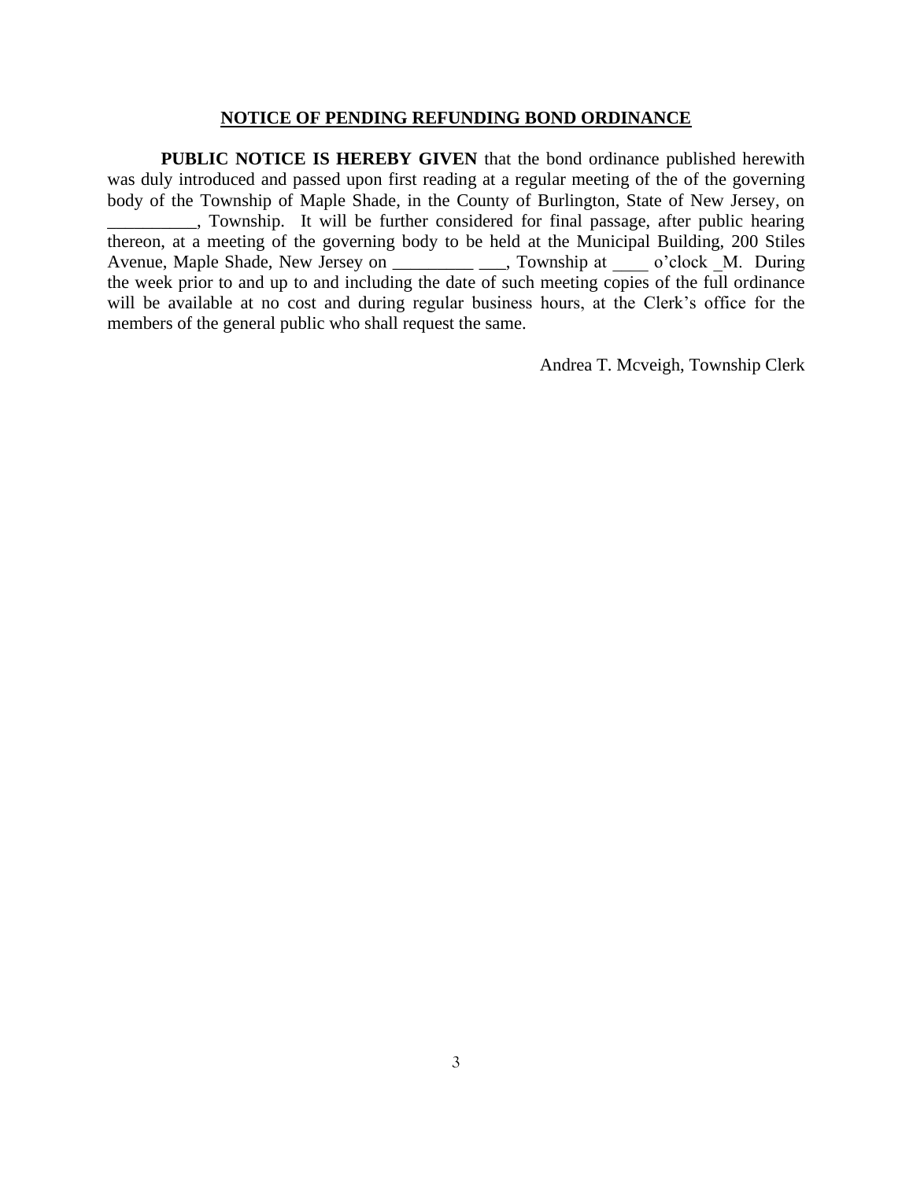**NOTICE OF PENDING REFUNDING BOND ORDINANCE**

**PUBLIC NOTICE IS HEREBY GIVEN** that the bond ordinance published herewith was duly introduced and passed upon first reading at a regular meeting of the of the governing body of the Township of Maple Shade, in the County of Burlington, State of New Jersey, on __________, Township. It will be further considered for final passage, after public hearing thereon, at a meeting of the governing body to be held at the Municipal Building, 200 Stiles Avenue, Maple Shade, New Jersey on _________ ___, Township at ____ o'clock _M. During the week prior to and up to and including the date of such meeting copies of the full ordinance will be available at no cost and during regular business hours, at the Clerk's office for the members of the general public who shall request the same.

Andrea T. Mcveigh, Township Clerk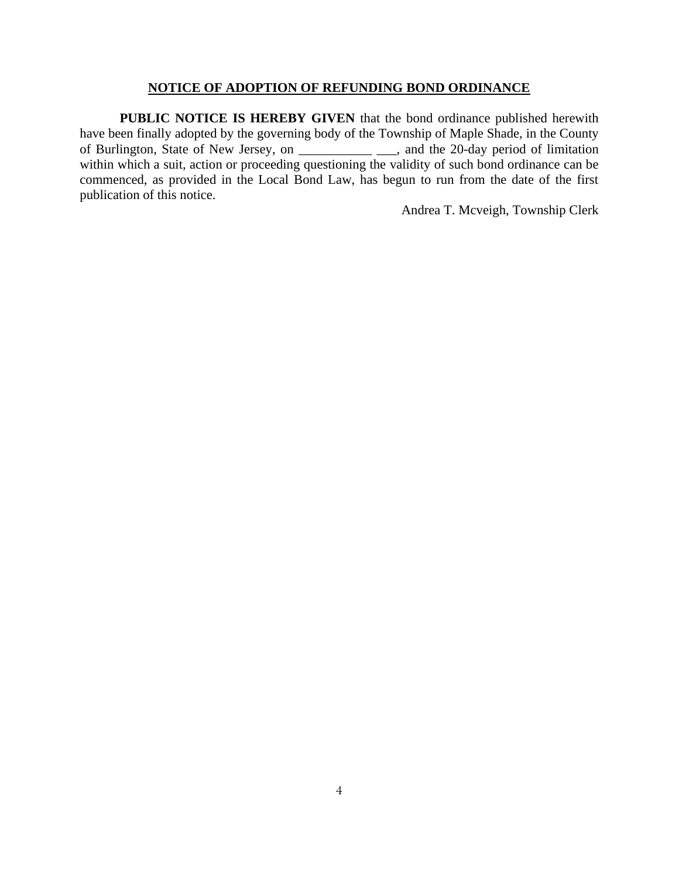**NOTICE OF ADOPTION OF REFUNDING BOND ORDINANCE**

**PUBLIC NOTICE IS HEREBY GIVEN** that the bond ordinance published herewith have been finally adopted by the governing body of the Township of Maple Shade, in the County of Burlington, State of New Jersey, on ___________ ___, and the 20-day period of limitation within which a suit, action or proceeding questioning the validity of such bond ordinance can be commenced, as provided in the Local Bond Law, has begun to run from the date of the first publication of this notice.

Andrea T. Mcveigh, Township Clerk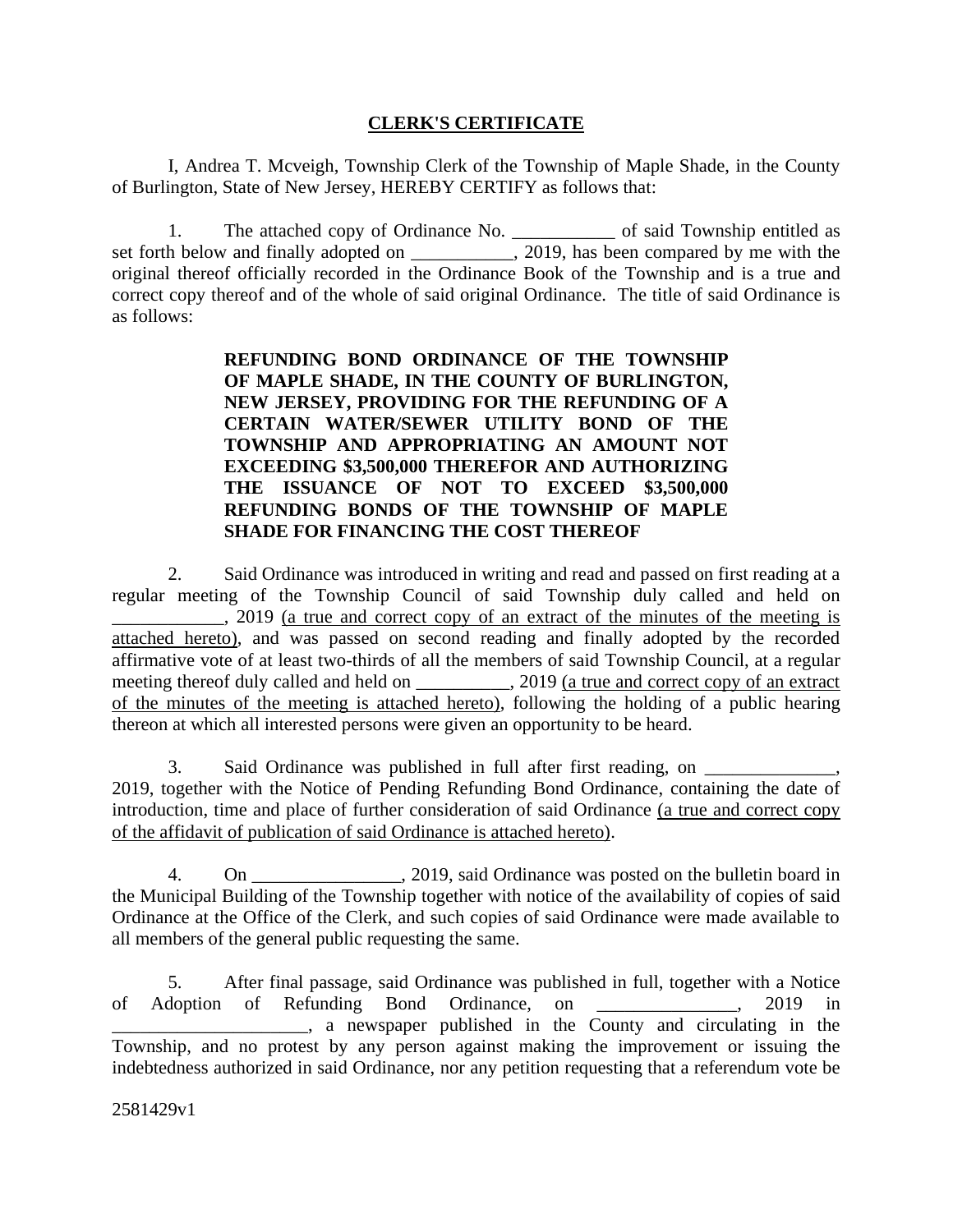# CLERK'S CERTIFICATE

I, Andrea T. Mcveigh, Township Clerk of the Township of Maple Shade, in the County of Burlington, State of New Jersey, HEREBY CERTIFY as follows that:

1. The attached copy of Ordinance No. ___________ of said Township entitled as set forth below and finally adopted on ___________, 2019, has been compared by me with the original thereof officially recorded in the Ordinance Book of the Township and is a true and correct copy thereof and of the whole of said original Ordinance. The title of said Ordinance is as follows:

> **REFUNDING BOND ORDINANCE OF THE TOWNSHIP OF MAPLE SHADE, IN THE COUNTY OF BURLINGTON, NEW JERSEY, PROVIDING FOR THE REFUNDING OF A CERTAIN WATER/SEWER UTILITY BOND OF THE TOWNSHIP AND APPROPRIATING AN AMOUNT NOT EXCEEDING $3,500,000 THEREFOR AND AUTHORIZING THE ISSUANCE OF NOT TO EXCEED $3,500,000 REFUNDING BONDS OF THE TOWNSHIP OF MAPLE SHADE FOR FINANCING THE COST THEREOF**

2. Said Ordinance was introduced in writing and read and passed on first reading at a regular meeting of the Township Council of said Township duly called and held on ____________, 2019 (a true and correct copy of an extract of the minutes of the meeting is attached hereto), and was passed on second reading and finally adopted by the recorded affirmative vote of at least two-thirds of all the members of said Township Council, at a regular meeting thereof duly called and held on __________, 2019 (a true and correct copy of an extract of the minutes of the meeting is attached hereto), following the holding of a public hearing thereon at which all interested persons were given an opportunity to be heard.

3. Said Ordinance was published in full after first reading, on ______________, 2019, together with the Notice of Pending Refunding Bond Ordinance, containing the date of introduction, time and place of further consideration of said Ordinance (a true and correct copy of the affidavit of publication of said Ordinance is attached hereto).

4. On ________________, 2019, said Ordinance was posted on the bulletin board in the Municipal Building of the Township together with notice of the availability of copies of said Ordinance at the Office of the Clerk, and such copies of said Ordinance were made available to all members of the general public requesting the same.

5. After final passage, said Ordinance was published in full, together with a Notice of Adoption of Refunding Bond Ordinance, on _______________, 2019 in _____________________, a newspaper published in the County and circulating in the Township, and no protest by any person against making the improvement or issuing the indebtedness authorized in said Ordinance, nor any petition requesting that a referendum vote be

2581429v1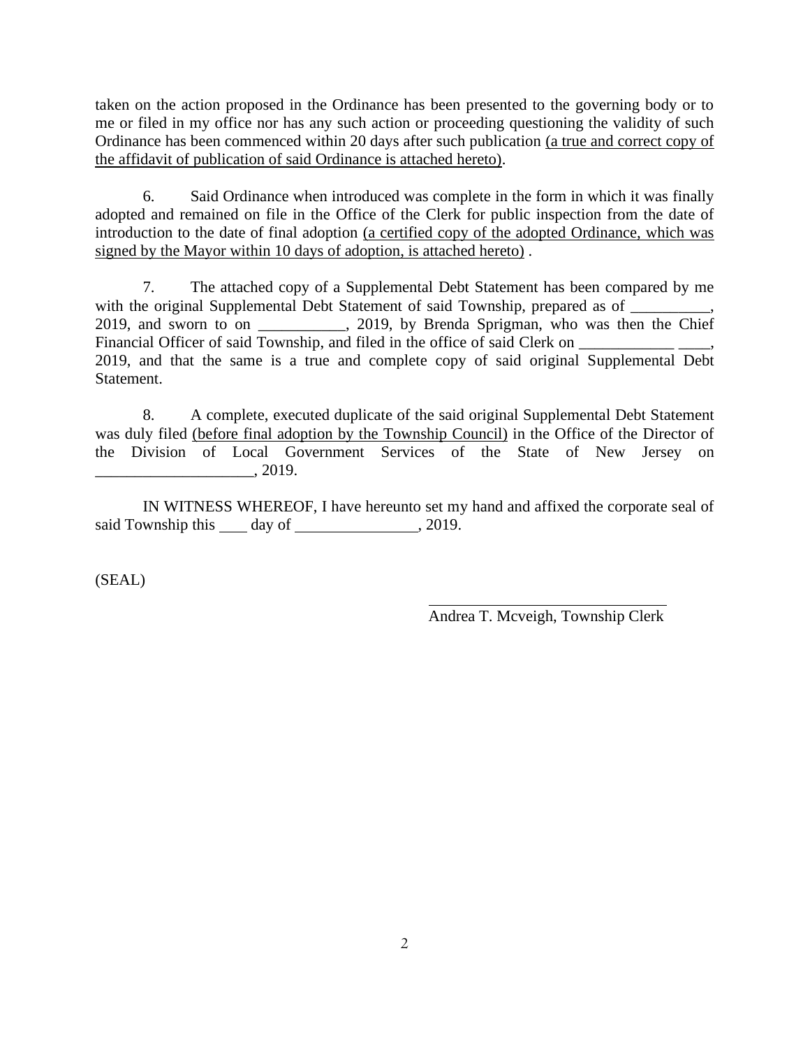taken on the action proposed in the Ordinance has been presented to the governing body or to me or filed in my office nor has any such action or proceeding questioning the validity of such Ordinance has been commenced within 20 days after such publication <u>(a true and correct copy of the affidavit of publication of said Ordinance is attached hereto)</u>.

6. Said Ordinance when introduced was complete in the form in which it was finally adopted and remained on file in the Office of the Clerk for public inspection from the date of introduction to the date of final adoption <u>(a certified copy of the adopted Ordinance, which was signed by the Mayor within 10 days of adoption, is attached hereto)</u> .

7. The attached copy of a Supplemental Debt Statement has been compared by me with the original Supplemental Debt Statement of said Township, prepared as of __________, 2019, and sworn to on ___________, 2019, by Brenda Sprigman, who was then the Chief Financial Officer of said Township, and filed in the office of said Clerk on ____________ ____, 2019, and that the same is a true and complete copy of said original Supplemental Debt Statement.

8. A complete, executed duplicate of the said original Supplemental Debt Statement was duly filed <u>(before final adoption by the Township Council)</u> in the Office of the Director of the Division of Local Government Services of the State of New Jersey on ____________________, 2019.

IN WITNESS WHEREOF, I have hereunto set my hand and affixed the corporate seal of said Township this ____ day of ________________, 2019.

(SEAL)

______________________________
Andrea T. Mcveigh, Township Clerk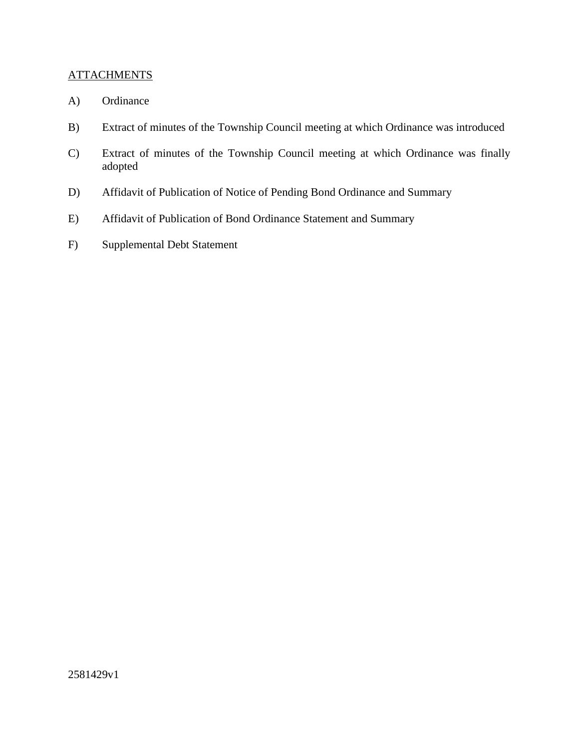<u>ATTACHMENTS</u>

A) Ordinance

B) Extract of minutes of the Township Council meeting at which Ordinance was introduced

C) Extract of minutes of the Township Council meeting at which Ordinance was finally adopted

D) Affidavit of Publication of Notice of Pending Bond Ordinance and Summary

E) Affidavit of Publication of Bond Ordinance Statement and Summary

F) Supplemental Debt Statement

2581429v1